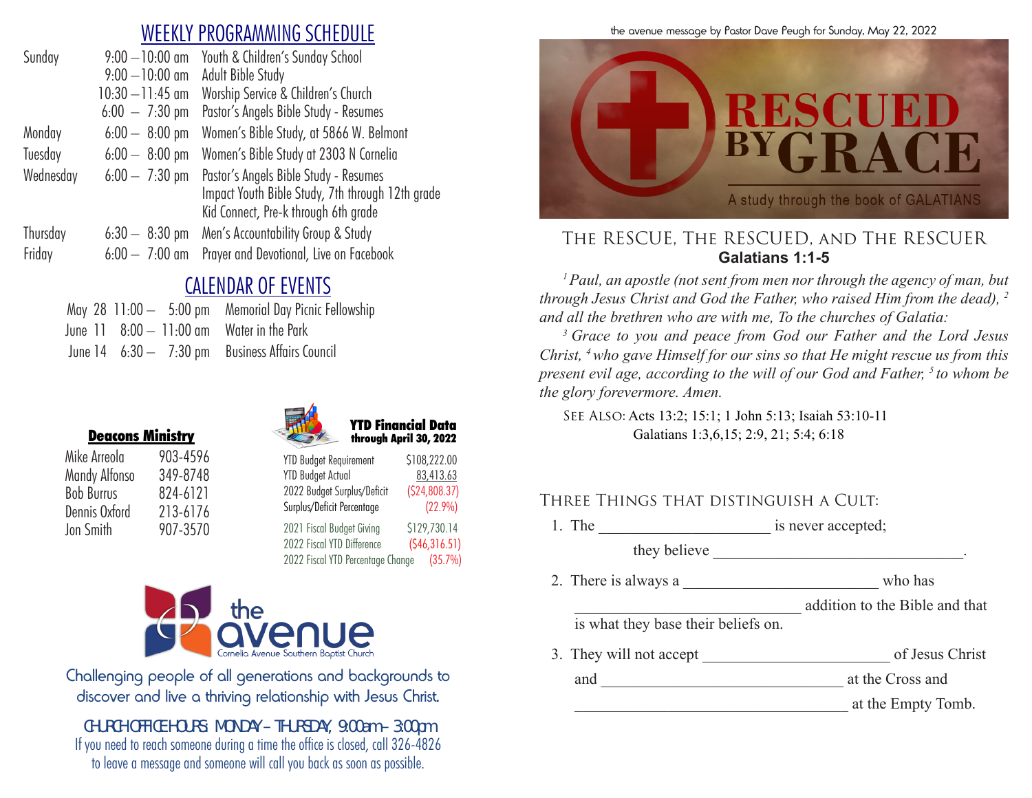## WEEKLY PROGRAMMING SCHEDULE

| Day | Time | Program |
|---|---|---|
| Sunday | 9:00 – 10:00 am | Youth & Children's Sunday School |
| | 9:00 – 10:00 am | Adult Bible Study |
| | 10:30 – 11:45 am | Worship Service & Children's Church |
| | 6:00 – 7:30 pm | Pastor's Angels Bible Study - Resumes |
| Monday | 6:00 – 8:00 pm | Women's Bible Study, at 5866 W. Belmont |
| Tuesday | 6:00 – 8:00 pm | Women's Bible Study at 2303 N Cornelia |
| Wednesday | 6:00 – 7:30 pm | Pastor's Angels Bible Study - Resumes |
| | | Impact Youth Bible Study, 7th through 12th grade |
| | | Kid Connect, Pre-k through 6th grade |
| Thursday | 6:30 – 8:30 pm | Men's Accountability Group & Study |
| Friday | 6:00 – 7:00 am | Prayer and Devotional, Live on Facebook |

## CALENDAR OF EVENTS

| Date | Time | Event |
|---|---|---|
| May 28 | 11:00 – 5:00 pm | Memorial Day Picnic Fellowship |
| June 11 | 8:00 – 11:00 am | Water in the Park |
| June 14 | 6:30 – 7:30 pm | Business Affairs Council |

### Deacons Ministry

| Name | Phone |
|---|---|
| Mike Arreola | 903-4596 |
| Mandy Alfonso | 349-8748 |
| Bob Burrus | 824-6121 |
| Dennis Oxford | 213-6176 |
| Jon Smith | 907-3570 |

### YTD Financial Data through April 30, 2022

| Item | Amount |
|---|---|
| YTD Budget Requirement | $108,222.00 |
| YTD Budget Actual | 83,413.63 |
| 2022 Budget Surplus/Deficit | ($24,808.37) |
| Surplus/Deficit Percentage | (22.9%) |
| 2021 Fiscal Budget Giving | $129,730.14 |
| 2022 Fiscal YTD Difference | ($46,316.51) |
| 2022 Fiscal YTD Percentage Change | (35.7%) |

**the avenue** – Cornelia Avenue Southern Baptist Church

Challenging people of all generations and backgrounds to discover and live a thriving relationship with Jesus Christ.

CHURCH OFFICE HOURS: MONDAY – THURSDAY, 9:00am – 3:00pm

If you need to reach someone during a time the office is closed, call 326-4826 to leave a message and someone will call you back as soon as possible.

the avenue message by Pastor Dave Peugh for Sunday, May 22, 2022

# RESCUED BY GRACE

A study through the book of GALATIANS

## The Rescue, The Rescued, and The Rescuer

**Galatians 1:1-5**

*[1] Paul, an apostle (not sent from men nor through the agency of man, but through Jesus Christ and God the Father, who raised Him from the dead), [2] and all the brethren who are with me, To the churches of Galatia:*

*[3] Grace to you and peace from God our Father and the Lord Jesus Christ, [4] who gave Himself for our sins so that He might rescue us from this present evil age, according to the will of our God and Father, [5] to whom be the glory forevermore. Amen.*

SEE ALSO: Acts 13:2; 15:1; 1 John 5:13; Isaiah 53:10-11
Galatians 1:3,6,15; 2:9, 21; 5:4; 6:18

### Three Things that distinguish a Cult:

1. The ____________________ is never accepted;
   they believe ______________________________.
2. There is always a ______________________ who has
   ___________________________ addition to the Bible and that is what they base their beliefs on.
3. They will not accept _____________________ of Jesus Christ
   and ____________________________ at the Cross and
   _________________________________ at the Empty Tomb.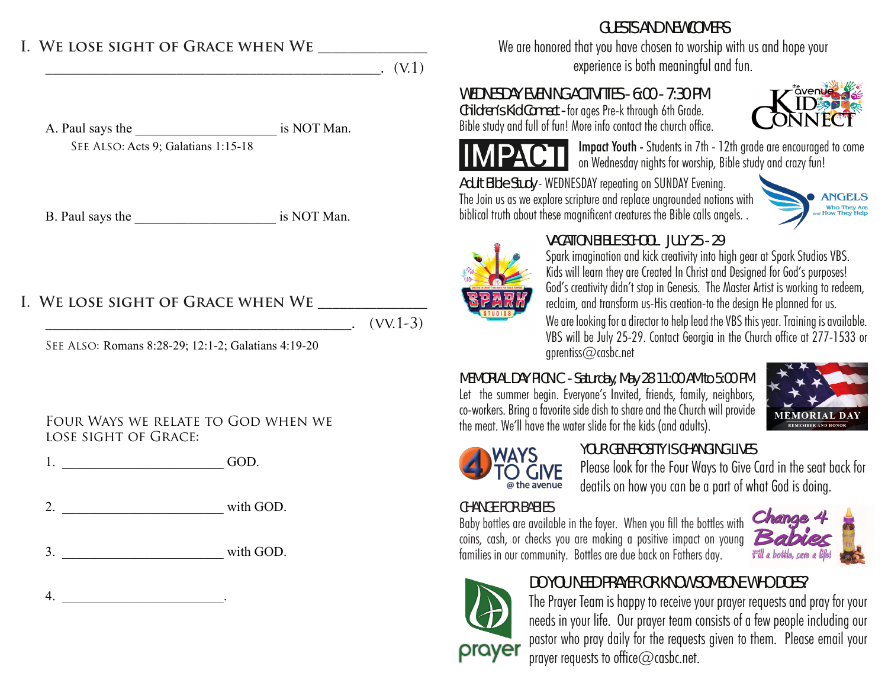## I. We lose sight of Grace when We _____________ _____________________________________________. (V.1)

A. Paul says the ____________________ is NOT Man.

See Also: Acts 9; Galatians 1:15-18

B. Paul says the ____________________ is NOT Man.

## I. We lose sight of Grace when We _____________ ___________________________________________. (VV.1-3)

See Also: Romans 8:28-29; 12:1-2; Galatians 4:19-20

### Four Ways we relate to God when we lose sight of Grace:

1. _______________________ GOD.

2. _______________________ with GOD.

3. _______________________ with GOD.

4. _______________________.

## GUESTS AND NEWCOMERS

We are honored that you have chosen to worship with us and hope your experience is both meaningful and fun.

### WEDNESDAY EVENING ACTIVITIES - 6:00 - 7:30 PM

Children's Kid Connect - for ages Pre-k through 6th Grade. Bible study and full of fun! More info contact the church office.

Impact Youth - Students in 7th - 12th grade are encouraged to come on Wednesday nights for worship, Bible study and crazy fun!

Adult Bible Study - WEDNESDAY repeating on SUNDAY Evening. The Join us as we explore scripture and replace ungrounded notions with biblical truth about these magnificent creatures the Bible calls angels. .

### VACATION BIBLE SCHOOL JULY 25 - 29

Spark imagination and kick creativity into high gear at Spark Studios VBS. Kids will learn they are Created In Christ and Designed for God's purposes! God's creativity didn't stop in Genesis. The Master Artist is working to redeem, reclaim, and transform us-His creation-to the design He planned for us.

We are looking for a director to help lead the VBS this year. Training is available. VBS will be July 25-29. Contact Georgia in the Church office at 277-1533 or gprentiss@casbc.net

### MEMORIAL DAY PICNIC - Saturday, May 28 11:00 AM to 5:00 PM

Let the summer begin. Everyone's Invited, friends, family, neighbors, co-workers. Bring a favorite side dish to share and the Church will provide the meat. We'll have the water slide for the kids (and adults).

### YOUR GENEROSITY IS CHANGING LIVES

Please look for the Four Ways to Give Card in the seat back for deatils on how you can be a part of what God is doing.

### CHANGE FOR BABIES

Baby bottles are available in the foyer. When you fill the bottles with coins, cash, or checks you are making a positive impact on young families in our community. Bottles are due back on Fathers day.

### DO YOU NEED PRAYER OR KNOW SOMEONE WHO DOES?

The Prayer Team is happy to receive your prayer requests and pray for your needs in your life. Our prayer team consists of a few people including our pastor who pray daily for the requests given to them. Please email your prayer requests to office@casbc.net.